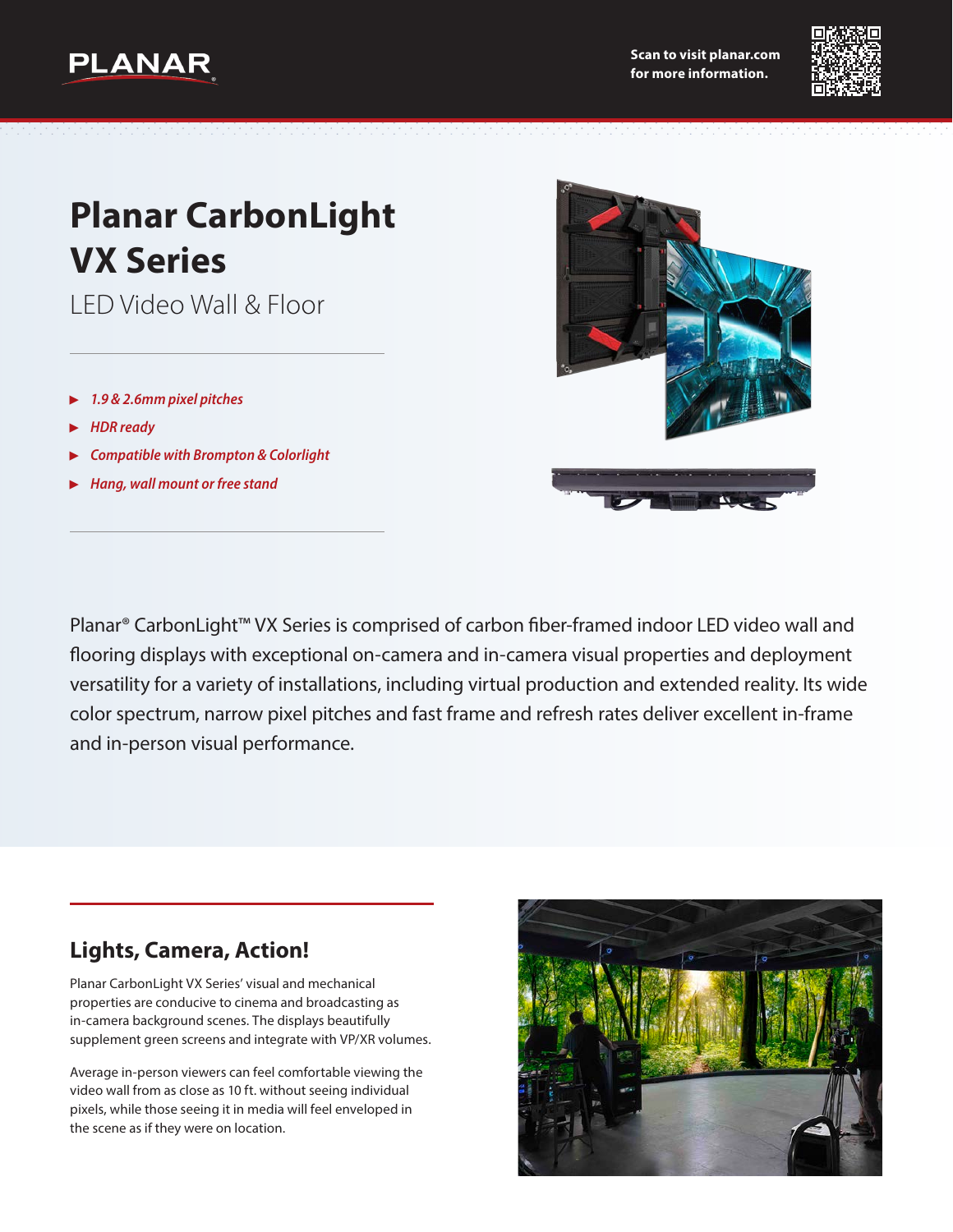PLANAR

Scan to visit planar.com for more information.

# Planar CarbonLight VX Series

LED Video Wall & Floor

- *1.9 & 2.6mm pixel pitches*
- *HDR ready*
- *Compatible with Brompton & Colorlight*
- *Hang, wall mount or free stand*

Planar® CarbonLight™ VX Series is comprised of carbon fiber-framed indoor LED video wall and flooring displays with exceptional on-camera and in-camera visual properties and deployment versatility for a variety of installations, including virtual production and extended reality. Its wide color spectrum, narrow pixel pitches and fast frame and refresh rates deliver excellent in-frame and in-person visual performance.

## Lights, Camera, Action!

Planar CarbonLight VX Series' visual and mechanical properties are conducive to cinema and broadcasting as in-camera background scenes. The displays beautifully supplement green screens and integrate with VP/XR volumes.

Average in-person viewers can feel comfortable viewing the video wall from as close as 10 ft. without seeing individual pixels, while those seeing it in media will feel enveloped in the scene as if they were on location.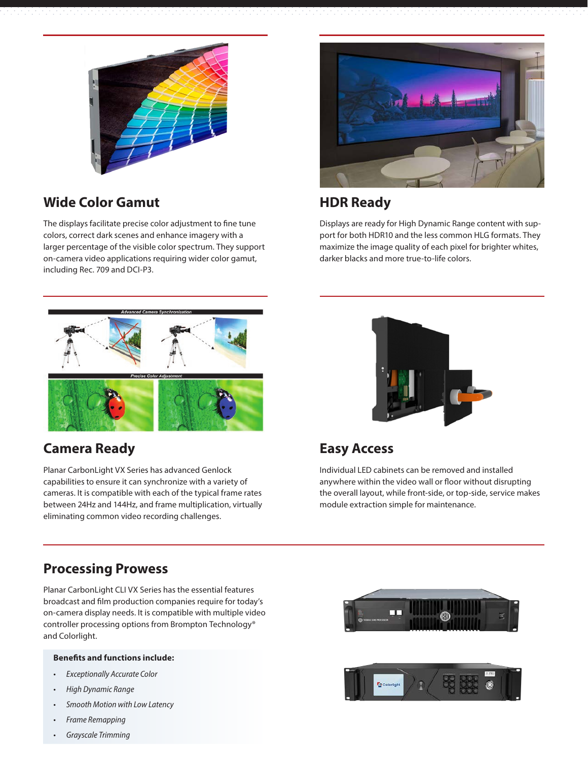## Wide Color Gamut

The displays facilitate precise color adjustment to fine tune colors, correct dark scenes and enhance imagery with a larger percentage of the visible color spectrum. They support on-camera video applications requiring wider color gamut, including Rec. 709 and DCI-P3.

## HDR Ready

Displays are ready for High Dynamic Range content with support for both HDR10 and the less common HLG formats. They maximize the image quality of each pixel for brighter whites, darker blacks and more true-to-life colors.

## Camera Ready

Planar CarbonLight VX Series has advanced Genlock capabilities to ensure it can synchronize with a variety of cameras. It is compatible with each of the typical frame rates between 24Hz and 144Hz, and frame multiplication, virtually eliminating common video recording challenges.

## Easy Access

Individual LED cabinets can be removed and installed anywhere within the video wall or floor without disrupting the overall layout, while front-side, or top-side, service makes module extraction simple for maintenance.

## Processing Prowess

Planar CarbonLight CLI VX Series has the essential features broadcast and film production companies require for today's on-camera display needs. It is compatible with multiple video controller processing options from Brompton Technology® and Colorlight.

**Benefits and functions include:**

- *Exceptionally Accurate Color*
- *High Dynamic Range*
- *Smooth Motion with Low Latency*
- *Frame Remapping*
- *Grayscale Trimming*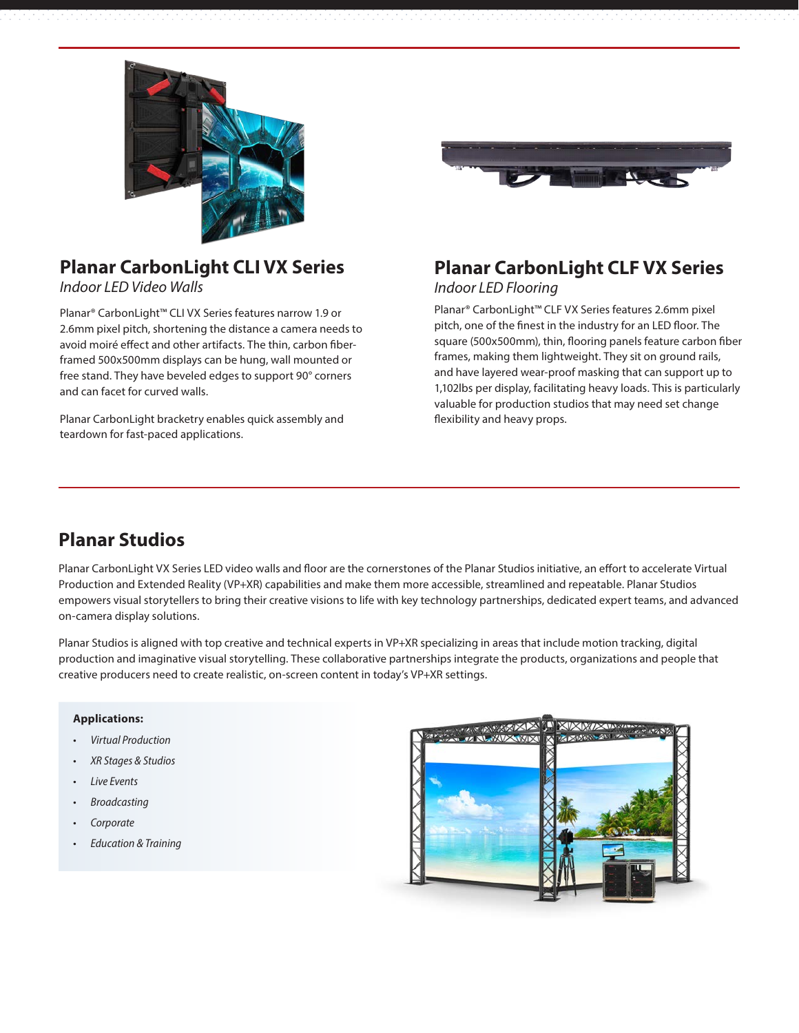## Planar CarbonLight CLI VX Series

*Indoor LED Video Walls*

Planar® CarbonLight™ CLI VX Series features narrow 1.9 or 2.6mm pixel pitch, shortening the distance a camera needs to avoid moiré effect and other artifacts. The thin, carbon fiber-framed 500x500mm displays can be hung, wall mounted or free stand. They have beveled edges to support 90° corners and can facet for curved walls.

Planar CarbonLight bracketry enables quick assembly and teardown for fast-paced applications.

## Planar CarbonLight CLF VX Series

*Indoor LED Flooring*

Planar® CarbonLight™ CLF VX Series features 2.6mm pixel pitch, one of the finest in the industry for an LED floor. The square (500x500mm), thin, flooring panels feature carbon fiber frames, making them lightweight. They sit on ground rails, and have layered wear-proof masking that can support up to 1,102lbs per display, facilitating heavy loads. This is particularly valuable for production studios that may need set change flexibility and heavy props.

## Planar Studios

Planar CarbonLight VX Series LED video walls and floor are the cornerstones of the Planar Studios initiative, an effort to accelerate Virtual Production and Extended Reality (VP+XR) capabilities and make them more accessible, streamlined and repeatable. Planar Studios empowers visual storytellers to bring their creative visions to life with key technology partnerships, dedicated expert teams, and advanced on-camera display solutions.

Planar Studios is aligned with top creative and technical experts in VP+XR specializing in areas that include motion tracking, digital production and imaginative visual storytelling. These collaborative partnerships integrate the products, organizations and people that creative producers need to create realistic, on-screen content in today's VP+XR settings.

**Applications:**

- *Virtual Production*
- *XR Stages & Studios*
- *Live Events*
- *Broadcasting*
- *Corporate*
- *Education & Training*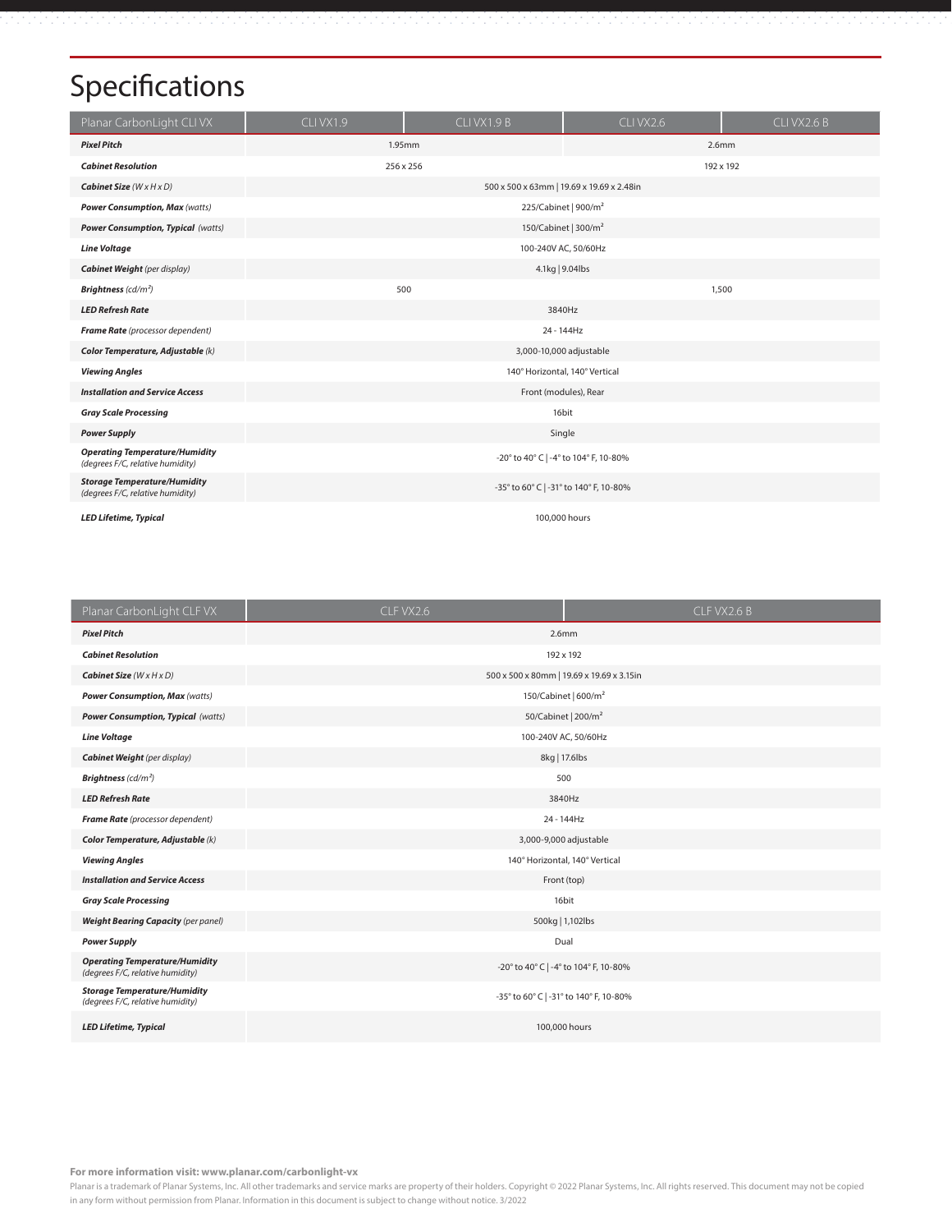# Specifications

| Planar CarbonLight CLI VX | CLI VX1.9 | CLI VX1.9 B | CLI VX2.6 | CLI VX2.6 B |
|---|---|---|---|---|
| ***Pixel Pitch*** | 1.95mm | | 2.6mm | |
| ***Cabinet Resolution*** | 256 x 256 | | 192 x 192 | |
| ***Cabinet Size*** *(W x H x D)* | 500 x 500 x 63mm \| 19.69 x 19.69 x 2.48in | | | |
| ***Power Consumption, Max*** *(watts)* | 225/Cabinet \| 900/m² | | | |
| ***Power Consumption, Typical*** *(watts)* | 150/Cabinet \| 300/m² | | | |
| ***Line Voltage*** | 100-240V AC, 50/60Hz | | | |
| ***Cabinet Weight*** *(per display)* | 4.1kg \| 9.04lbs | | | |
| ***Brightness*** *(cd/m²)* | 500 | | 1,500 | |
| ***LED Refresh Rate*** | 3840Hz | | | |
| ***Frame Rate*** *(processor dependent)* | 24 - 144Hz | | | |
| ***Color Temperature, Adjustable*** *(k)* | 3,000-10,000 adjustable | | | |
| ***Viewing Angles*** | 140° Horizontal, 140° Vertical | | | |
| ***Installation and Service Access*** | Front (modules), Rear | | | |
| ***Gray Scale Processing*** | 16bit | | | |
| ***Power Supply*** | Single | | | |
| ***Operating Temperature/Humidity*** *(degrees F/C, relative humidity)* | -20° to 40° C \| -4° to 104° F, 10-80% | | | |
| ***Storage Temperature/Humidity*** *(degrees F/C, relative humidity)* | -35° to 60° C \| -31° to 140° F, 10-80% | | | |
| ***LED Lifetime, Typical*** | 100,000 hours | | | |

| Planar CarbonLight CLF VX | CLF VX2.6 | CLF VX2.6 B |
|---|---|---|
| ***Pixel Pitch*** | 2.6mm | |
| ***Cabinet Resolution*** | 192 x 192 | |
| ***Cabinet Size*** *(W x H x D)* | 500 x 500 x 80mm \| 19.69 x 19.69 x 3.15in | |
| ***Power Consumption, Max*** *(watts)* | 150/Cabinet \| 600/m² | |
| ***Power Consumption, Typical*** *(watts)* | 50/Cabinet \| 200/m² | |
| ***Line Voltage*** | 100-240V AC, 50/60Hz | |
| ***Cabinet Weight*** *(per display)* | 8kg \| 17.6lbs | |
| ***Brightness*** *(cd/m²)* | 500 | |
| ***LED Refresh Rate*** | 3840Hz | |
| ***Frame Rate*** *(processor dependent)* | 24 - 144Hz | |
| ***Color Temperature, Adjustable*** *(k)* | 3,000-9,000 adjustable | |
| ***Viewing Angles*** | 140° Horizontal, 140° Vertical | |
| ***Installation and Service Access*** | Front (top) | |
| ***Gray Scale Processing*** | 16bit | |
| ***Weight Bearing Capacity*** *(per panel)* | 500kg \| 1,102lbs | |
| ***Power Supply*** | Dual | |
| ***Operating Temperature/Humidity*** *(degrees F/C, relative humidity)* | -20° to 40° C \| -4° to 104° F, 10-80% | |
| ***Storage Temperature/Humidity*** *(degrees F/C, relative humidity)* | -35° to 60° C \| -31° to 140° F, 10-80% | |
| ***LED Lifetime, Typical*** | 100,000 hours | |

**For more information visit: www.planar.com/carbonlight-vx**

Planar is a trademark of Planar Systems, Inc. All other trademarks and service marks are property of their holders. Copyright © 2022 Planar Systems, Inc. All rights reserved. This document may not be copied in any form without permission from Planar. Information in this document is subject to change without notice. 3/2022